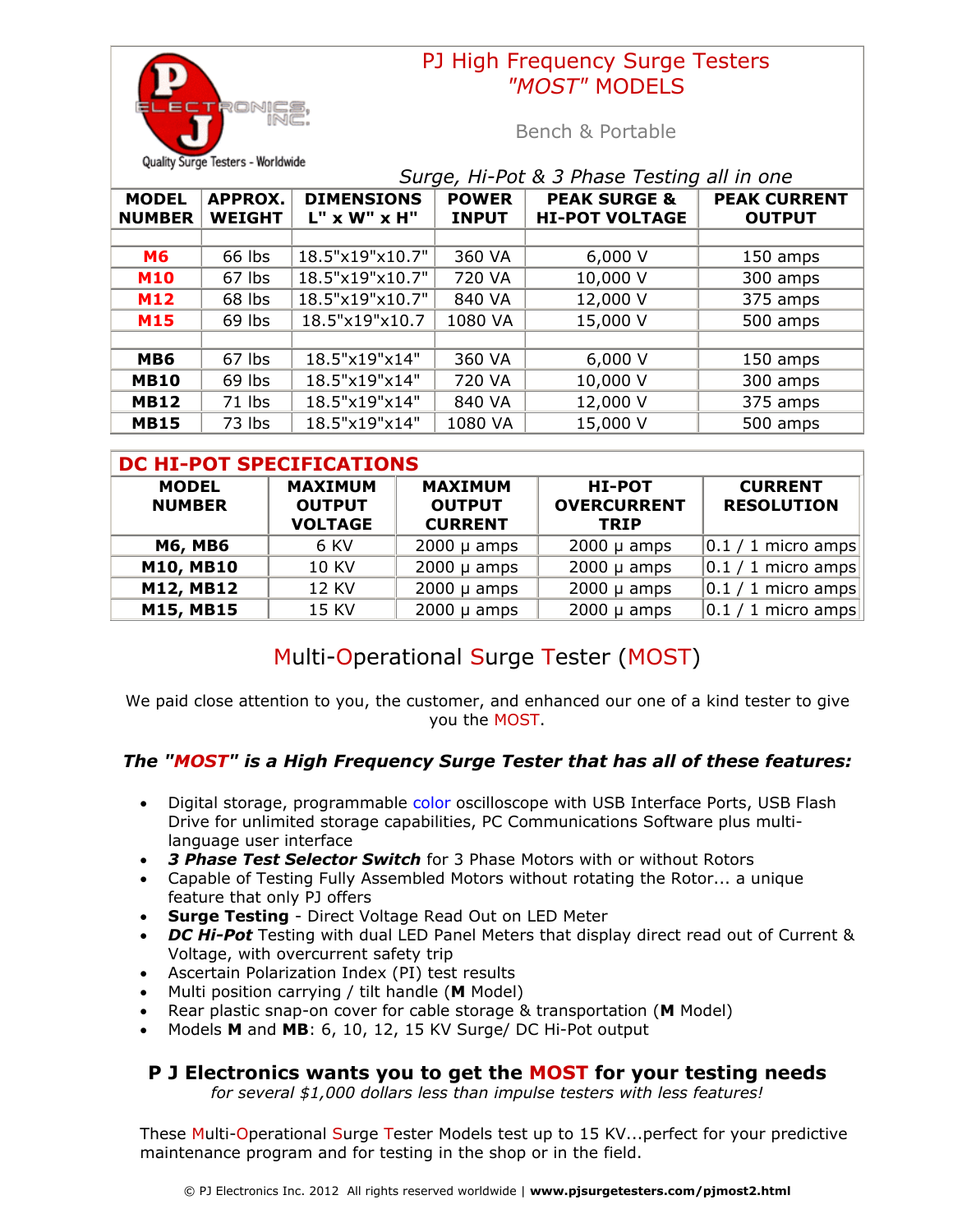# PJ High Frequency Surge Testers
## "MOST" MODELS

Bench & Portable

*Surge, Hi-Pot & 3 Phase Testing all in one*

Quality Surge Testers - Worldwide

| MODEL NUMBER | APPROX. WEIGHT | DIMENSIONS L" x W" x H" | POWER INPUT | PEAK SURGE & HI-POT VOLTAGE | PEAK CURRENT OUTPUT |
|---|---|---|---|---|---|
| | | | | | |
| **M6** | 66 lbs | 18.5"x19"x10.7" | 360 VA | 6,000 V | 150 amps |
| **M10** | 67 lbs | 18.5"x19"x10.7" | 720 VA | 10,000 V | 300 amps |
| **M12** | 68 lbs | 18.5"x19"x10.7" | 840 VA | 12,000 V | 375 amps |
| **M15** | 69 lbs | 18.5"x19"x10.7 | 1080 VA | 15,000 V | 500 amps |
| | | | | | |
| **MB6** | 67 lbs | 18.5"x19"x14" | 360 VA | 6,000 V | 150 amps |
| **MB10** | 69 lbs | 18.5"x19"x14" | 720 VA | 10,000 V | 300 amps |
| **MB12** | 71 lbs | 18.5"x19"x14" | 840 VA | 12,000 V | 375 amps |
| **MB15** | 73 lbs | 18.5"x19"x14" | 1080 VA | 15,000 V | 500 amps |

## DC HI-POT SPECIFICATIONS

| MODEL NUMBER | MAXIMUM OUTPUT VOLTAGE | MAXIMUM OUTPUT CURRENT | HI-POT OVERCURRENT TRIP | CURRENT RESOLUTION |
|---|---|---|---|---|
| **M6, MB6** | 6 KV | 2000 µ amps | 2000 µ amps | 0.1 / 1 micro amps |
| **M10, MB10** | 10 KV | 2000 µ amps | 2000 µ amps | 0.1 / 1 micro amps |
| **M12, MB12** | 12 KV | 2000 µ amps | 2000 µ amps | 0.1 / 1 micro amps |
| **M15, MB15** | 15 KV | 2000 µ amps | 2000 µ amps | 0.1 / 1 micro amps |

## Multi-Operational Surge Tester (MOST)

We paid close attention to you, the customer, and enhanced our one of a kind tester to give you the MOST.

### *The "MOST" is a High Frequency Surge Tester that has all of these features:*

- Digital storage, programmable color oscilloscope with USB Interface Ports, USB Flash Drive for unlimited storage capabilities, PC Communications Software plus multi-language user interface
- ***3 Phase Test Selector Switch*** for 3 Phase Motors with or without Rotors
- Capable of Testing Fully Assembled Motors without rotating the Rotor... a unique feature that only PJ offers
- **Surge Testing** - Direct Voltage Read Out on LED Meter
- ***DC Hi-Pot*** Testing with dual LED Panel Meters that display direct read out of Current & Voltage, with overcurrent safety trip
- Ascertain Polarization Index (PI) test results
- Multi position carrying / tilt handle (**M** Model)
- Rear plastic snap-on cover for cable storage & transportation (**M** Model)
- Models **M** and **MB**: 6, 10, 12, 15 KV Surge/ DC Hi-Pot output

### P J Electronics wants you to get the MOST for your testing needs

*for several $1,000 dollars less than impulse testers with less features!*

These Multi-Operational Surge Tester Models test up to 15 KV...perfect for your predictive maintenance program and for testing in the shop or in the field.

© PJ Electronics Inc. 2012 All rights reserved worldwide | **www.pjsurgetesters.com/pjmost2.html**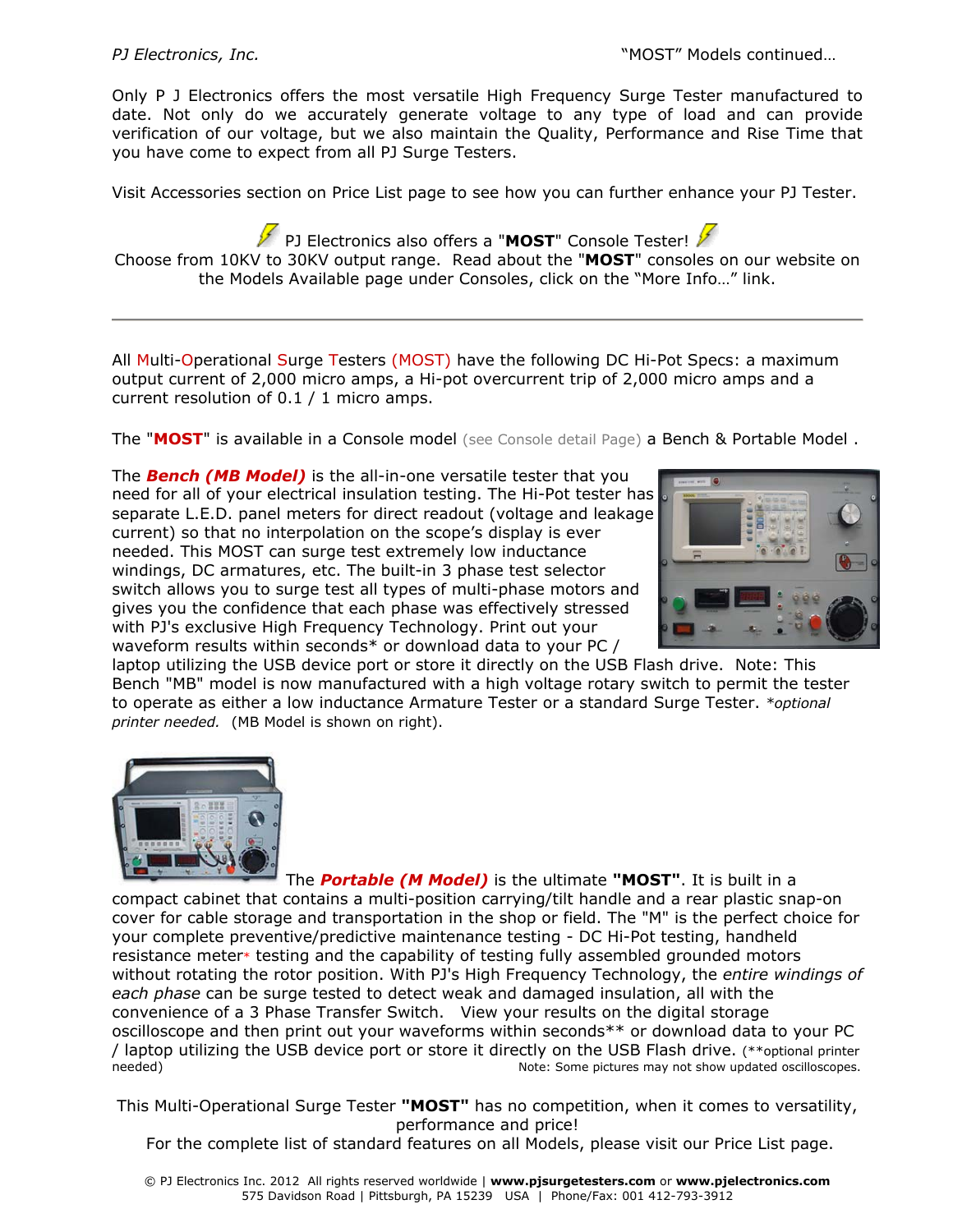Only P J Electronics offers the most versatile High Frequency Surge Tester manufactured to date. Not only do we accurately generate voltage to any type of load and can provide verification of our voltage, but we also maintain the Quality, Performance and Rise Time that you have come to expect from all PJ Surge Testers.

Visit Accessories section on Price List page to see how you can further enhance your PJ Tester.

PJ Electronics also offers a "**MOST**" Console Tester!
Choose from 10KV to 30KV output range. Read about the "**MOST**" consoles on our website on the Models Available page under Consoles, click on the "More Info…" link.

---

All Multi-Operational Surge Testers (MOST) have the following DC Hi-Pot Specs: a maximum output current of 2,000 micro amps, a Hi-pot overcurrent trip of 2,000 micro amps and a current resolution of 0.1 / 1 micro amps.

The "**MOST**" is available in a Console model (see Console detail Page) a Bench & Portable Model .

The ***Bench (MB Model)*** is the all-in-one versatile tester that you need for all of your electrical insulation testing. The Hi-Pot tester has separate L.E.D. panel meters for direct readout (voltage and leakage current) so that no interpolation on the scope's display is ever needed. This MOST can surge test extremely low inductance windings, DC armatures, etc. The built-in 3 phase test selector switch allows you to surge test all types of multi-phase motors and gives you the confidence that each phase was effectively stressed with PJ's exclusive High Frequency Technology. Print out your waveform results within seconds* or download data to your PC / laptop utilizing the USB device port or store it directly on the USB Flash drive. Note: This Bench "MB" model is now manufactured with a high voltage rotary switch to permit the tester to operate as either a low inductance Armature Tester or a standard Surge Tester. **optional printer needed.* (MB Model is shown on right).

The ***Portable (M Model)*** is the ultimate **"MOST"**. It is built in a compact cabinet that contains a multi-position carrying/tilt handle and a rear plastic snap-on cover for cable storage and transportation in the shop or field. The "M" is the perfect choice for your complete preventive/predictive maintenance testing - DC Hi-Pot testing, handheld resistance meter* testing and the capability of testing fully assembled grounded motors without rotating the rotor position. With PJ's High Frequency Technology, the *entire windings of each phase* can be surge tested to detect weak and damaged insulation, all with the convenience of a 3 Phase Transfer Switch. View your results on the digital storage oscilloscope and then print out your waveforms within seconds** or download data to your PC / laptop utilizing the USB device port or store it directly on the USB Flash drive. (**optional printer needed)

Note: Some pictures may not show updated oscilloscopes.

This Multi-Operational Surge Tester **"MOST"** has no competition, when it comes to versatility, performance and price!
For the complete list of standard features on all Models, please visit our Price List page.

© PJ Electronics Inc. 2012 All rights reserved worldwide | **www.pjsurgetesters.com** or **www.pjelectronics.com**
575 Davidson Road | Pittsburgh, PA 15239 USA | Phone/Fax: 001 412-793-3912